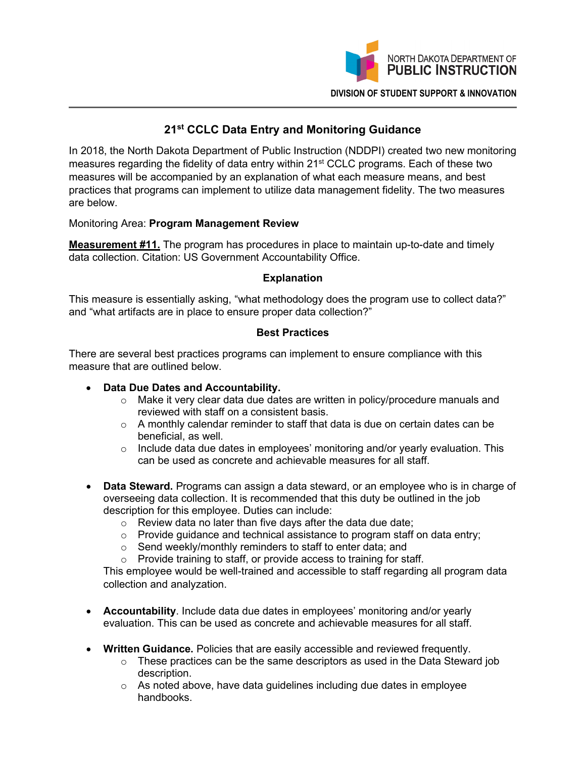NORTH DAKOTA DEPARTMENT OF PUBLIC INSTRUCTION

DIVISION OF STUDENT SUPPORT & INNOVATION

# 21st CCLC Data Entry and Monitoring Guidance

In 2018, the North Dakota Department of Public Instruction (NDDPI) created two new monitoring measures regarding the fidelity of data entry within 21st CCLC programs. Each of these two measures will be accompanied by an explanation of what each measure means, and best practices that programs can implement to utilize data management fidelity. The two measures are below.

Monitoring Area: **Program Management Review**

**Measurement #11.** The program has procedures in place to maintain up-to-date and timely data collection. Citation: US Government Accountability Office.

### Explanation

This measure is essentially asking, "what methodology does the program use to collect data?" and "what artifacts are in place to ensure proper data collection?"

### Best Practices

There are several best practices programs can implement to ensure compliance with this measure that are outlined below.

- **Data Due Dates and Accountability.**
  - Make it very clear data due dates are written in policy/procedure manuals and reviewed with staff on a consistent basis.
  - A monthly calendar reminder to staff that data is due on certain dates can be beneficial, as well.
  - Include data due dates in employees' monitoring and/or yearly evaluation. This can be used as concrete and achievable measures for all staff.

- **Data Steward.** Programs can assign a data steward, or an employee who is in charge of overseeing data collection. It is recommended that this duty be outlined in the job description for this employee. Duties can include:
  - Review data no later than five days after the data due date;
  - Provide guidance and technical assistance to program staff on data entry;
  - Send weekly/monthly reminders to staff to enter data; and
  - Provide training to staff, or provide access to training for staff.

  This employee would be well-trained and accessible to staff regarding all program data collection and analyzation.

- **Accountability**. Include data due dates in employees' monitoring and/or yearly evaluation. This can be used as concrete and achievable measures for all staff.

- **Written Guidance.** Policies that are easily accessible and reviewed frequently.
  - These practices can be the same descriptors as used in the Data Steward job description.
  - As noted above, have data guidelines including due dates in employee handbooks.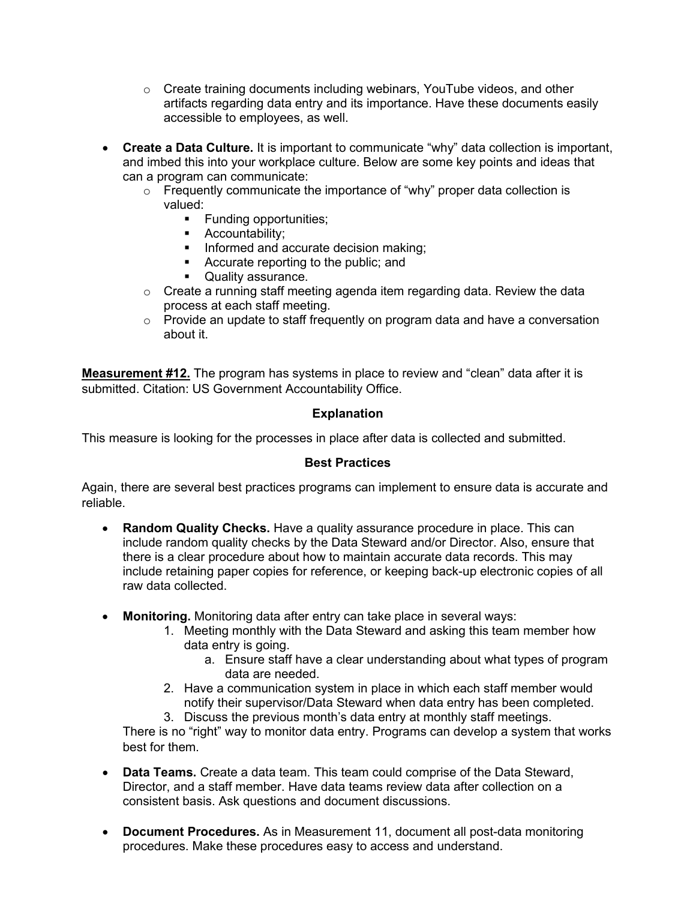- Create training documents including webinars, YouTube videos, and other artifacts regarding data entry and its importance. Have these documents easily accessible to employees, as well.

- **Create a Data Culture.** It is important to communicate "why" data collection is important, and imbed this into your workplace culture. Below are some key points and ideas that can a program can communicate:
   - Frequently communicate the importance of "why" proper data collection is valued:
      - Funding opportunities;
      - Accountability;
      - Informed and accurate decision making;
      - Accurate reporting to the public; and
      - Quality assurance.
   - Create a running staff meeting agenda item regarding data. Review the data process at each staff meeting.
   - Provide an update to staff frequently on program data and have a conversation about it.

**Measurement #12.** The program has systems in place to review and "clean" data after it is submitted. Citation: US Government Accountability Office.

**Explanation**

This measure is looking for the processes in place after data is collected and submitted.

**Best Practices**

Again, there are several best practices programs can implement to ensure data is accurate and reliable.

- **Random Quality Checks.** Have a quality assurance procedure in place. This can include random quality checks by the Data Steward and/or Director. Also, ensure that there is a clear procedure about how to maintain accurate data records. This may include retaining paper copies for reference, or keeping back-up electronic copies of all raw data collected.

- **Monitoring.** Monitoring data after entry can take place in several ways:
   1. Meeting monthly with the Data Steward and asking this team member how data entry is going.
      a. Ensure staff have a clear understanding about what types of program data are needed.
   2. Have a communication system in place in which each staff member would notify their supervisor/Data Steward when data entry has been completed.
   3. Discuss the previous month's data entry at monthly staff meetings.

   There is no "right" way to monitor data entry. Programs can develop a system that works best for them.

- **Data Teams.** Create a data team. This team could comprise of the Data Steward, Director, and a staff member. Have data teams review data after collection on a consistent basis. Ask questions and document discussions.

- **Document Procedures.** As in Measurement 11, document all post-data monitoring procedures. Make these procedures easy to access and understand.